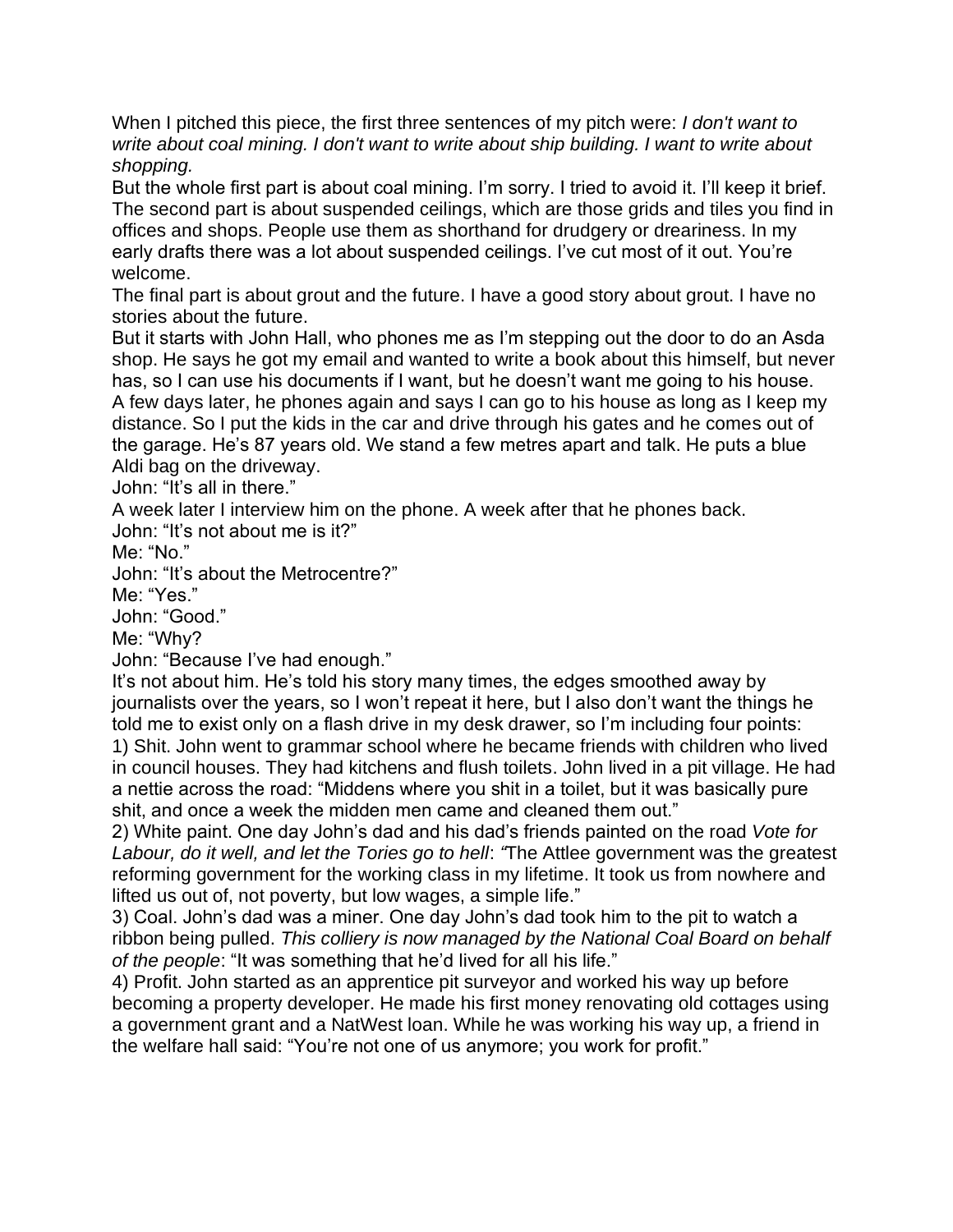When I pitched this piece, the first three sentences of my pitch were: *I don't want to write about coal mining. I don't want to write about ship building. I want to write about shopping.*

But the whole first part is about coal mining. I'm sorry. I tried to avoid it. I'll keep it brief. The second part is about suspended ceilings, which are those grids and tiles you find in offices and shops. People use them as shorthand for drudgery or dreariness. In my early drafts there was a lot about suspended ceilings. I've cut most of it out. You're welcome.

The final part is about grout and the future. I have a good story about grout. I have no stories about the future.

But it starts with John Hall, who phones me as I'm stepping out the door to do an Asda shop. He says he got my email and wanted to write a book about this himself, but never has, so I can use his documents if I want, but he doesn't want me going to his house. A few days later, he phones again and says I can go to his house as long as I keep my distance. So I put the kids in the car and drive through his gates and he comes out of the garage. He's 87 years old. We stand a few metres apart and talk. He puts a blue Aldi bag on the driveway.

John: "It's all in there."

A week later I interview him on the phone. A week after that he phones back.

John: "It's not about me is it?"

Me: "No."

John: "It's about the Metrocentre?"

Me: "Yes."

John: "Good."

Me: "Why?

John: "Because I've had enough."

It's not about him. He's told his story many times, the edges smoothed away by journalists over the years, so I won't repeat it here, but I also don't want the things he told me to exist only on a flash drive in my desk drawer, so I'm including four points:

1) Shit. John went to grammar school where he became friends with children who lived in council houses. They had kitchens and flush toilets. John lived in a pit village. He had a nettie across the road: "Middens where you shit in a toilet, but it was basically pure shit, and once a week the midden men came and cleaned them out."

2) White paint. One day John's dad and his dad's friends painted on the road *Vote for Labour, do it well, and let the Tories go to hell*: "The Attlee government was the greatest reforming government for the working class in my lifetime. It took us from nowhere and lifted us out of, not poverty, but low wages, a simple life."

3) Coal. John's dad was a miner. One day John's dad took him to the pit to watch a ribbon being pulled. *This colliery is now managed by the National Coal Board on behalf of the people*: "It was something that he'd lived for all his life."

4) Profit. John started as an apprentice pit surveyor and worked his way up before becoming a property developer. He made his first money renovating old cottages using a government grant and a NatWest loan. While he was working his way up, a friend in the welfare hall said: "You're not one of us anymore; you work for profit."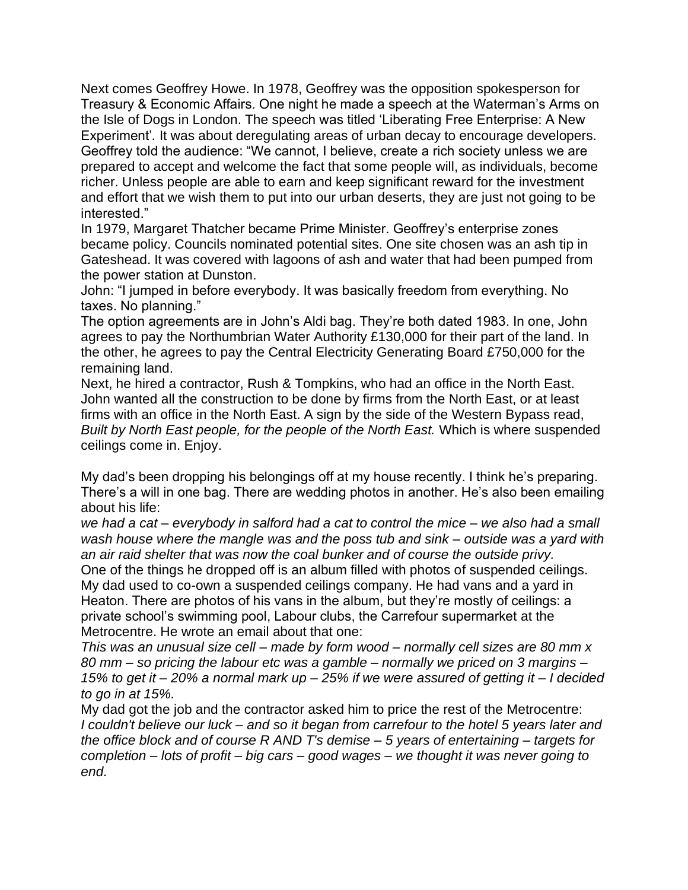Next comes Geoffrey Howe. In 1978, Geoffrey was the opposition spokesperson for Treasury & Economic Affairs. One night he made a speech at the Waterman's Arms on the Isle of Dogs in London. The speech was titled 'Liberating Free Enterprise: A New Experiment'. It was about deregulating areas of urban decay to encourage developers. Geoffrey told the audience: "We cannot, I believe, create a rich society unless we are prepared to accept and welcome the fact that some people will, as individuals, become richer. Unless people are able to earn and keep significant reward for the investment and effort that we wish them to put into our urban deserts, they are just not going to be interested."

In 1979, Margaret Thatcher became Prime Minister. Geoffrey's enterprise zones became policy. Councils nominated potential sites. One site chosen was an ash tip in Gateshead. It was covered with lagoons of ash and water that had been pumped from the power station at Dunston.

John: "I jumped in before everybody. It was basically freedom from everything. No taxes. No planning."

The option agreements are in John's Aldi bag. They're both dated 1983. In one, John agrees to pay the Northumbrian Water Authority £130,000 for their part of the land. In the other, he agrees to pay the Central Electricity Generating Board £750,000 for the remaining land.

Next, he hired a contractor, Rush & Tompkins, who had an office in the North East. John wanted all the construction to be done by firms from the North East, or at least firms with an office in the North East. A sign by the side of the Western Bypass read, *Built by North East people, for the people of the North East.* Which is where suspended ceilings come in. Enjoy.

My dad's been dropping his belongings off at my house recently. I think he's preparing. There's a will in one bag. There are wedding photos in another. He's also been emailing about his life:

*we had a cat – everybody in salford had a cat to control the mice – we also had a small wash house where the mangle was and the poss tub and sink – outside was a yard with an air raid shelter that was now the coal bunker and of course the outside privy.*

One of the things he dropped off is an album filled with photos of suspended ceilings. My dad used to co-own a suspended ceilings company. He had vans and a yard in Heaton. There are photos of his vans in the album, but they're mostly of ceilings: a private school's swimming pool, Labour clubs, the Carrefour supermarket at the Metrocentre. He wrote an email about that one:

*This was an unusual size cell – made by form wood – normally cell sizes are 80 mm x 80 mm – so pricing the labour etc was a gamble – normally we priced on 3 margins – 15% to get it – 20% a normal mark up – 25% if we were assured of getting it – I decided to go in at 15%.*

My dad got the job and the contractor asked him to price the rest of the Metrocentre:

*I couldn't believe our luck – and so it began from carrefour to the hotel 5 years later and the office block and of course R AND T's demise – 5 years of entertaining – targets for completion – lots of profit – big cars – good wages – we thought it was never going to end.*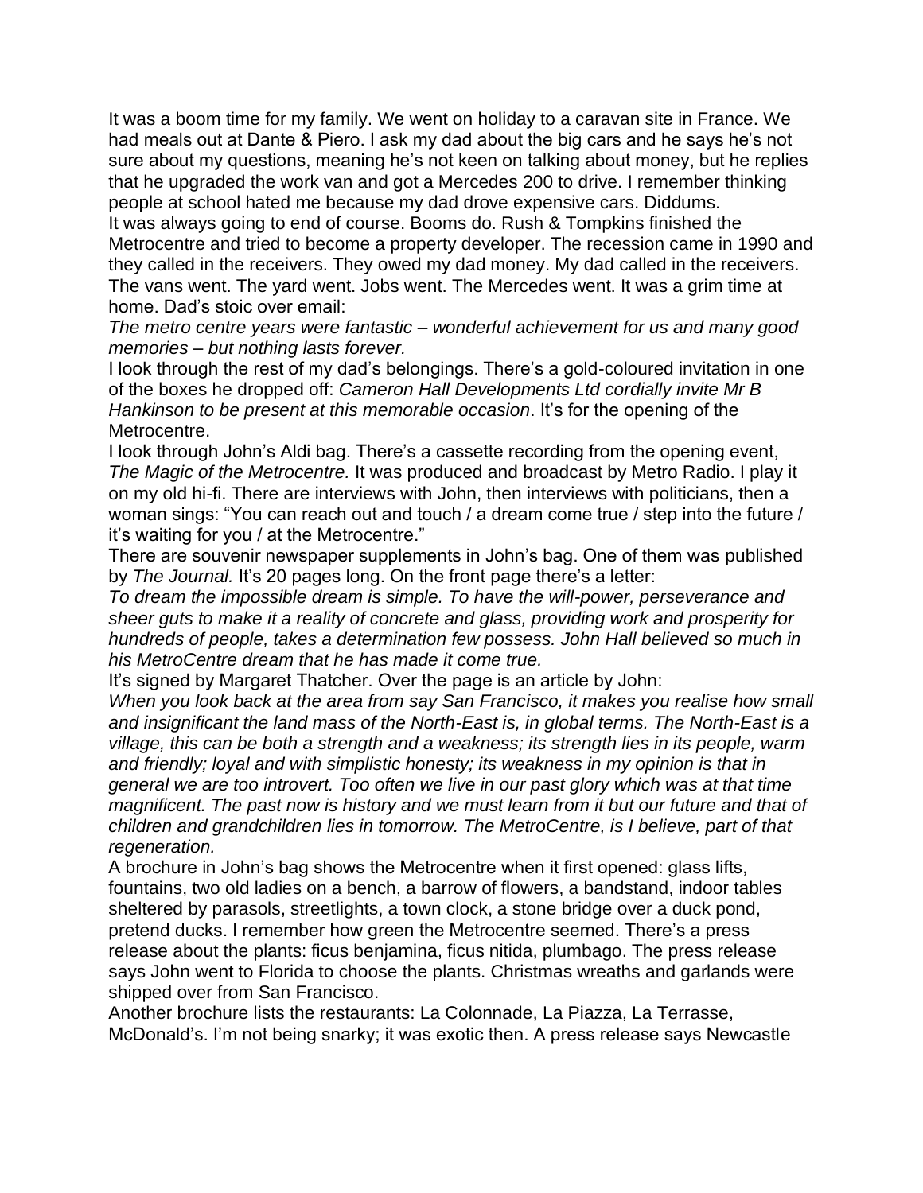It was a boom time for my family. We went on holiday to a caravan site in France. We had meals out at Dante & Piero. I ask my dad about the big cars and he says he's not sure about my questions, meaning he's not keen on talking about money, but he replies that he upgraded the work van and got a Mercedes 200 to drive. I remember thinking people at school hated me because my dad drove expensive cars. Diddums.

It was always going to end of course. Booms do. Rush & Tompkins finished the Metrocentre and tried to become a property developer. The recession came in 1990 and they called in the receivers. They owed my dad money. My dad called in the receivers. The vans went. The yard went. Jobs went. The Mercedes went. It was a grim time at home. Dad's stoic over email:

*The metro centre years were fantastic – wonderful achievement for us and many good memories – but nothing lasts forever.*

I look through the rest of my dad's belongings. There's a gold-coloured invitation in one of the boxes he dropped off: *Cameron Hall Developments Ltd cordially invite Mr B Hankinson to be present at this memorable occasion*. It's for the opening of the Metrocentre.

I look through John's Aldi bag. There's a cassette recording from the opening event, *The Magic of the Metrocentre.* It was produced and broadcast by Metro Radio. I play it on my old hi-fi. There are interviews with John, then interviews with politicians, then a woman sings: "You can reach out and touch / a dream come true / step into the future / it's waiting for you / at the Metrocentre."

There are souvenir newspaper supplements in John's bag. One of them was published by *The Journal.* It's 20 pages long. On the front page there's a letter:

*To dream the impossible dream is simple. To have the will-power, perseverance and sheer guts to make it a reality of concrete and glass, providing work and prosperity for hundreds of people, takes a determination few possess. John Hall believed so much in his MetroCentre dream that he has made it come true.*

It's signed by Margaret Thatcher. Over the page is an article by John:

*When you look back at the area from say San Francisco, it makes you realise how small and insignificant the land mass of the North-East is, in global terms. The North-East is a village, this can be both a strength and a weakness; its strength lies in its people, warm and friendly; loyal and with simplistic honesty; its weakness in my opinion is that in general we are too introvert. Too often we live in our past glory which was at that time magnificent. The past now is history and we must learn from it but our future and that of children and grandchildren lies in tomorrow. The MetroCentre, is I believe, part of that regeneration.*

A brochure in John's bag shows the Metrocentre when it first opened: glass lifts, fountains, two old ladies on a bench, a barrow of flowers, a bandstand, indoor tables sheltered by parasols, streetlights, a town clock, a stone bridge over a duck pond, pretend ducks. I remember how green the Metrocentre seemed. There's a press release about the plants: ficus benjamina, ficus nitida, plumbago. The press release says John went to Florida to choose the plants. Christmas wreaths and garlands were shipped over from San Francisco.

Another brochure lists the restaurants: La Colonnade, La Piazza, La Terrasse, McDonald's. I'm not being snarky; it was exotic then. A press release says Newcastle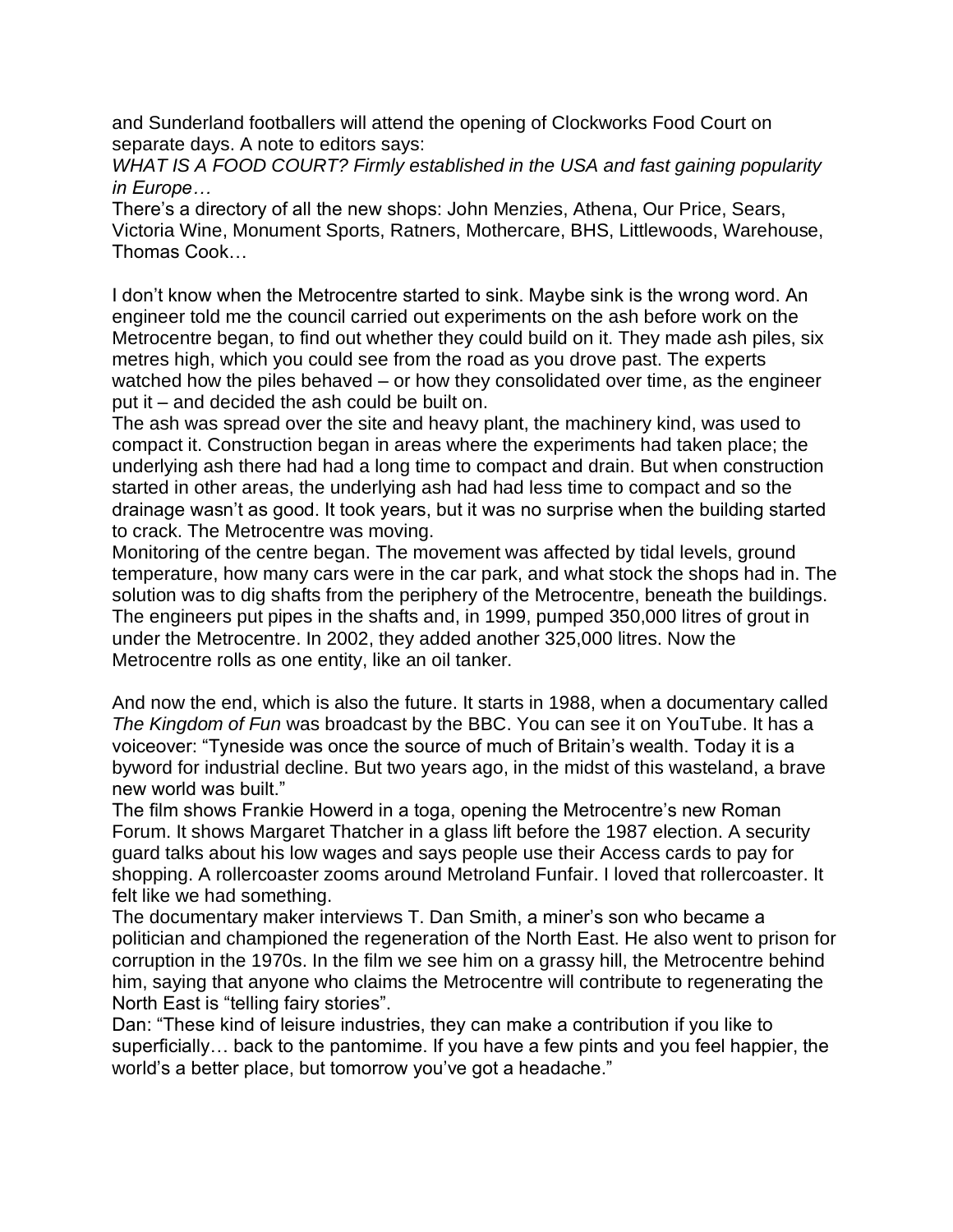and Sunderland footballers will attend the opening of Clockworks Food Court on separate days. A note to editors says:

*WHAT IS A FOOD COURT? Firmly established in the USA and fast gaining popularity in Europe…*

There's a directory of all the new shops: John Menzies, Athena, Our Price, Sears, Victoria Wine, Monument Sports, Ratners, Mothercare, BHS, Littlewoods, Warehouse, Thomas Cook…

I don't know when the Metrocentre started to sink. Maybe sink is the wrong word. An engineer told me the council carried out experiments on the ash before work on the Metrocentre began, to find out whether they could build on it. They made ash piles, six metres high, which you could see from the road as you drove past. The experts watched how the piles behaved – or how they consolidated over time, as the engineer put it – and decided the ash could be built on.

The ash was spread over the site and heavy plant, the machinery kind, was used to compact it. Construction began in areas where the experiments had taken place; the underlying ash there had had a long time to compact and drain. But when construction started in other areas, the underlying ash had had less time to compact and so the drainage wasn't as good. It took years, but it was no surprise when the building started to crack. The Metrocentre was moving.

Monitoring of the centre began. The movement was affected by tidal levels, ground temperature, how many cars were in the car park, and what stock the shops had in. The solution was to dig shafts from the periphery of the Metrocentre, beneath the buildings. The engineers put pipes in the shafts and, in 1999, pumped 350,000 litres of grout in under the Metrocentre. In 2002, they added another 325,000 litres. Now the Metrocentre rolls as one entity, like an oil tanker.

And now the end, which is also the future. It starts in 1988, when a documentary called *The Kingdom of Fun* was broadcast by the BBC. You can see it on YouTube. It has a voiceover: "Tyneside was once the source of much of Britain's wealth. Today it is a byword for industrial decline. But two years ago, in the midst of this wasteland, a brave new world was built."

The film shows Frankie Howerd in a toga, opening the Metrocentre's new Roman Forum. It shows Margaret Thatcher in a glass lift before the 1987 election. A security guard talks about his low wages and says people use their Access cards to pay for shopping. A rollercoaster zooms around Metroland Funfair. I loved that rollercoaster. It felt like we had something.

The documentary maker interviews T. Dan Smith, a miner's son who became a politician and championed the regeneration of the North East. He also went to prison for corruption in the 1970s. In the film we see him on a grassy hill, the Metrocentre behind him, saying that anyone who claims the Metrocentre will contribute to regenerating the North East is "telling fairy stories".

Dan: "These kind of leisure industries, they can make a contribution if you like to superficially… back to the pantomime. If you have a few pints and you feel happier, the world's a better place, but tomorrow you've got a headache."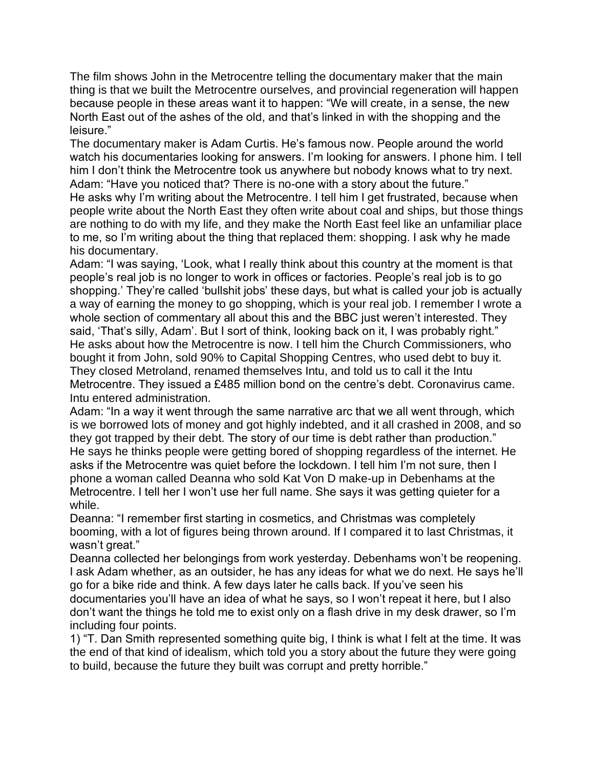The film shows John in the Metrocentre telling the documentary maker that the main thing is that we built the Metrocentre ourselves, and provincial regeneration will happen because people in these areas want it to happen: "We will create, in a sense, the new North East out of the ashes of the old, and that's linked in with the shopping and the leisure."

The documentary maker is Adam Curtis. He's famous now. People around the world watch his documentaries looking for answers. I'm looking for answers. I phone him. I tell him I don't think the Metrocentre took us anywhere but nobody knows what to try next.

Adam: "Have you noticed that? There is no-one with a story about the future."

He asks why I'm writing about the Metrocentre. I tell him I get frustrated, because when people write about the North East they often write about coal and ships, but those things are nothing to do with my life, and they make the North East feel like an unfamiliar place to me, so I'm writing about the thing that replaced them: shopping. I ask why he made his documentary.

Adam: "I was saying, 'Look, what I really think about this country at the moment is that people's real job is no longer to work in offices or factories. People's real job is to go shopping.' They're called 'bullshit jobs' these days, but what is called your job is actually a way of earning the money to go shopping, which is your real job. I remember I wrote a whole section of commentary all about this and the BBC just weren't interested. They said, 'That's silly, Adam'. But I sort of think, looking back on it, I was probably right."

He asks about how the Metrocentre is now. I tell him the Church Commissioners, who bought it from John, sold 90% to Capital Shopping Centres, who used debt to buy it. They closed Metroland, renamed themselves Intu, and told us to call it the Intu Metrocentre. They issued a £485 million bond on the centre's debt. Coronavirus came. Intu entered administration.

Adam: "In a way it went through the same narrative arc that we all went through, which is we borrowed lots of money and got highly indebted, and it all crashed in 2008, and so they got trapped by their debt. The story of our time is debt rather than production."

He says he thinks people were getting bored of shopping regardless of the internet. He asks if the Metrocentre was quiet before the lockdown. I tell him I'm not sure, then I phone a woman called Deanna who sold Kat Von D make-up in Debenhams at the Metrocentre. I tell her I won't use her full name. She says it was getting quieter for a while.

Deanna: "I remember first starting in cosmetics, and Christmas was completely booming, with a lot of figures being thrown around. If I compared it to last Christmas, it wasn't great."

Deanna collected her belongings from work yesterday. Debenhams won't be reopening. I ask Adam whether, as an outsider, he has any ideas for what we do next. He says he'll go for a bike ride and think. A few days later he calls back. If you've seen his documentaries you'll have an idea of what he says, so I won't repeat it here, but I also don't want the things he told me to exist only on a flash drive in my desk drawer, so I'm including four points.

1) "T. Dan Smith represented something quite big, I think is what I felt at the time. It was the end of that kind of idealism, which told you a story about the future they were going to build, because the future they built was corrupt and pretty horrible."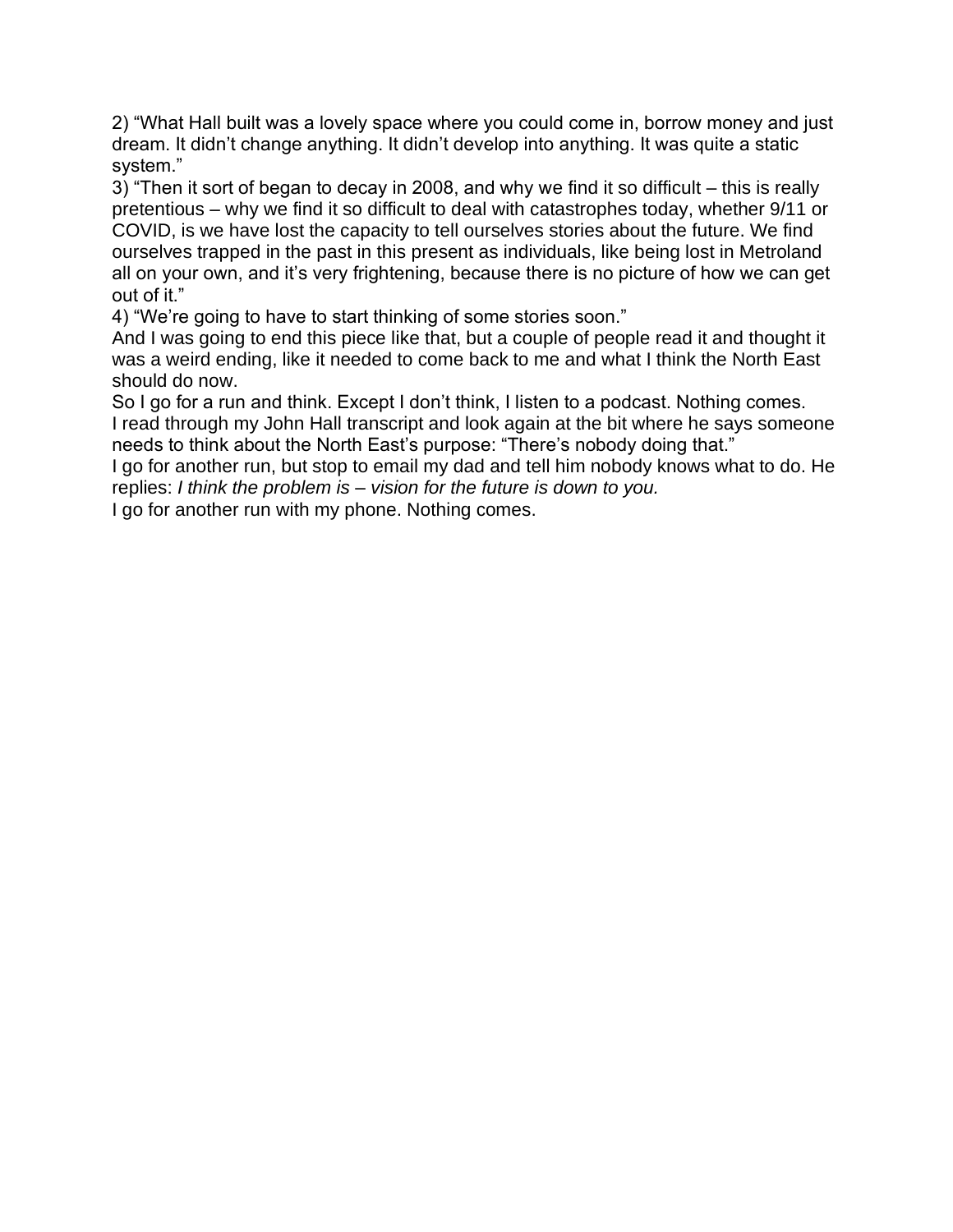2) "What Hall built was a lovely space where you could come in, borrow money and just dream. It didn't change anything. It didn't develop into anything. It was quite a static system."

3) "Then it sort of began to decay in 2008, and why we find it so difficult – this is really pretentious – why we find it so difficult to deal with catastrophes today, whether 9/11 or COVID, is we have lost the capacity to tell ourselves stories about the future. We find ourselves trapped in the past in this present as individuals, like being lost in Metroland all on your own, and it's very frightening, because there is no picture of how we can get out of it."

4) "We're going to have to start thinking of some stories soon."

And I was going to end this piece like that, but a couple of people read it and thought it was a weird ending, like it needed to come back to me and what I think the North East should do now.

So I go for a run and think. Except I don't think, I listen to a podcast. Nothing comes.

I read through my John Hall transcript and look again at the bit where he says someone needs to think about the North East's purpose: "There's nobody doing that."

I go for another run, but stop to email my dad and tell him nobody knows what to do. He replies: *I think the problem is – vision for the future is down to you.*

I go for another run with my phone. Nothing comes.